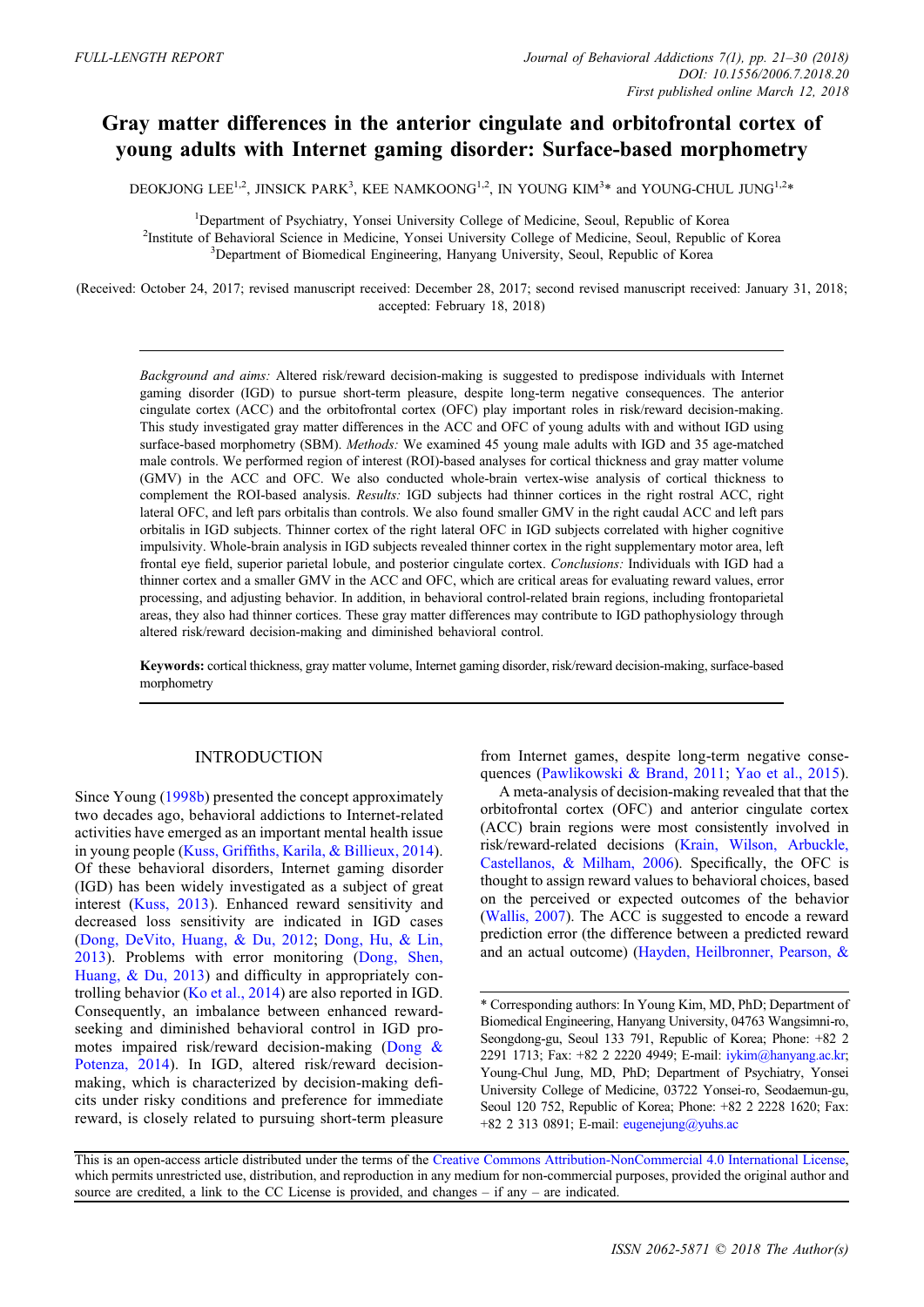FULL-LENGTH REPORT

# Gray matter differences in the anterior cingulate and orbitofrontal cortex of young adults with Internet gaming disorder: Surface-based morphometry

DEOKJONG LEE[1,2], JINSICK PARK[3], KEE NAMKOONG[1,2], IN YOUNG KIM[3]* and YOUNG-CHUL JUNG[1,2]*

[1]Department of Psychiatry, Yonsei University College of Medicine, Seoul, Republic of Korea
[2]Institute of Behavioral Science in Medicine, Yonsei University College of Medicine, Seoul, Republic of Korea
[3]Department of Biomedical Engineering, Hanyang University, Seoul, Republic of Korea

(Received: October 24, 2017; revised manuscript received: December 28, 2017; second revised manuscript received: January 31, 2018; accepted: February 18, 2018)

*Background and aims:* Altered risk/reward decision-making is suggested to predispose individuals with Internet gaming disorder (IGD) to pursue short-term pleasure, despite long-term negative consequences. The anterior cingulate cortex (ACC) and the orbitofrontal cortex (OFC) play important roles in risk/reward decision-making. This study investigated gray matter differences in the ACC and OFC of young adults with and without IGD using surface-based morphometry (SBM). *Methods:* We examined 45 young male adults with IGD and 35 age-matched male controls. We performed region of interest (ROI)-based analyses for cortical thickness and gray matter volume (GMV) in the ACC and OFC. We also conducted whole-brain vertex-wise analysis of cortical thickness to complement the ROI-based analysis. *Results:* IGD subjects had thinner cortices in the right rostral ACC, right lateral OFC, and left pars orbitalis than controls. We also found smaller GMV in the right caudal ACC and left pars orbitalis in IGD subjects. Thinner cortex of the right lateral OFC in IGD subjects correlated with higher cognitive impulsivity. Whole-brain analysis in IGD subjects revealed thinner cortex in the right supplementary motor area, left frontal eye field, superior parietal lobule, and posterior cingulate cortex. *Conclusions:* Individuals with IGD had a thinner cortex and a smaller GMV in the ACC and OFC, which are critical areas for evaluating reward values, error processing, and adjusting behavior. In addition, in behavioral control-related brain regions, including frontoparietal areas, they also had thinner cortices. These gray matter differences may contribute to IGD pathophysiology through altered risk/reward decision-making and diminished behavioral control.

**Keywords:** cortical thickness, gray matter volume, Internet gaming disorder, risk/reward decision-making, surface-based morphometry

## INTRODUCTION

Since Young (1998b) presented the concept approximately two decades ago, behavioral addictions to Internet-related activities have emerged as an important mental health issue in young people (Kuss, Griffiths, Karila, & Billieux, 2014). Of these behavioral disorders, Internet gaming disorder (IGD) has been widely investigated as a subject of great interest (Kuss, 2013). Enhanced reward sensitivity and decreased loss sensitivity are indicated in IGD cases (Dong, DeVito, Huang, & Du, 2012; Dong, Hu, & Lin, 2013). Problems with error monitoring (Dong, Shen, Huang, & Du, 2013) and difficulty in appropriately controlling behavior (Ko et al., 2014) are also reported in IGD. Consequently, an imbalance between enhanced reward-seeking and diminished behavioral control in IGD promotes impaired risk/reward decision-making (Dong & Potenza, 2014). In IGD, altered risk/reward decision-making, which is characterized by decision-making deficits under risky conditions and preference for immediate reward, is closely related to pursuing short-term pleasure from Internet games, despite long-term negative consequences (Pawlikowski & Brand, 2011; Yao et al., 2015).

A meta-analysis of decision-making revealed that that the orbitofrontal cortex (OFC) and anterior cingulate cortex (ACC) brain regions were most consistently involved in risk/reward-related decisions (Krain, Wilson, Arbuckle, Castellanos, & Milham, 2006). Specifically, the OFC is thought to assign reward values to behavioral choices, based on the perceived or expected outcomes of the behavior (Wallis, 2007). The ACC is suggested to encode a reward prediction error (the difference between a predicted reward and an actual outcome) (Hayden, Heilbronner, Pearson, &

\* Corresponding authors: In Young Kim, MD, PhD; Department of Biomedical Engineering, Hanyang University, 04763 Wangsimni-ro, Seongdong-gu, Seoul 133 791, Republic of Korea; Phone: +82 2 2291 1713; Fax: +82 2 2220 4949; E-mail: iykim@hanyang.ac.kr; Young-Chul Jung, MD, PhD; Department of Psychiatry, Yonsei University College of Medicine, 03722 Yonsei-ro, Seodaemun-gu, Seoul 120 752, Republic of Korea; Phone: +82 2 2228 1620; Fax: +82 2 313 0891; E-mail: eugenejung@yuhs.ac

This is an open-access article distributed under the terms of the Creative Commons Attribution-NonCommercial 4.0 International License, which permits unrestricted use, distribution, and reproduction in any medium for non-commercial purposes, provided the original author and source are credited, a link to the CC License is provided, and changes – if any – are indicated.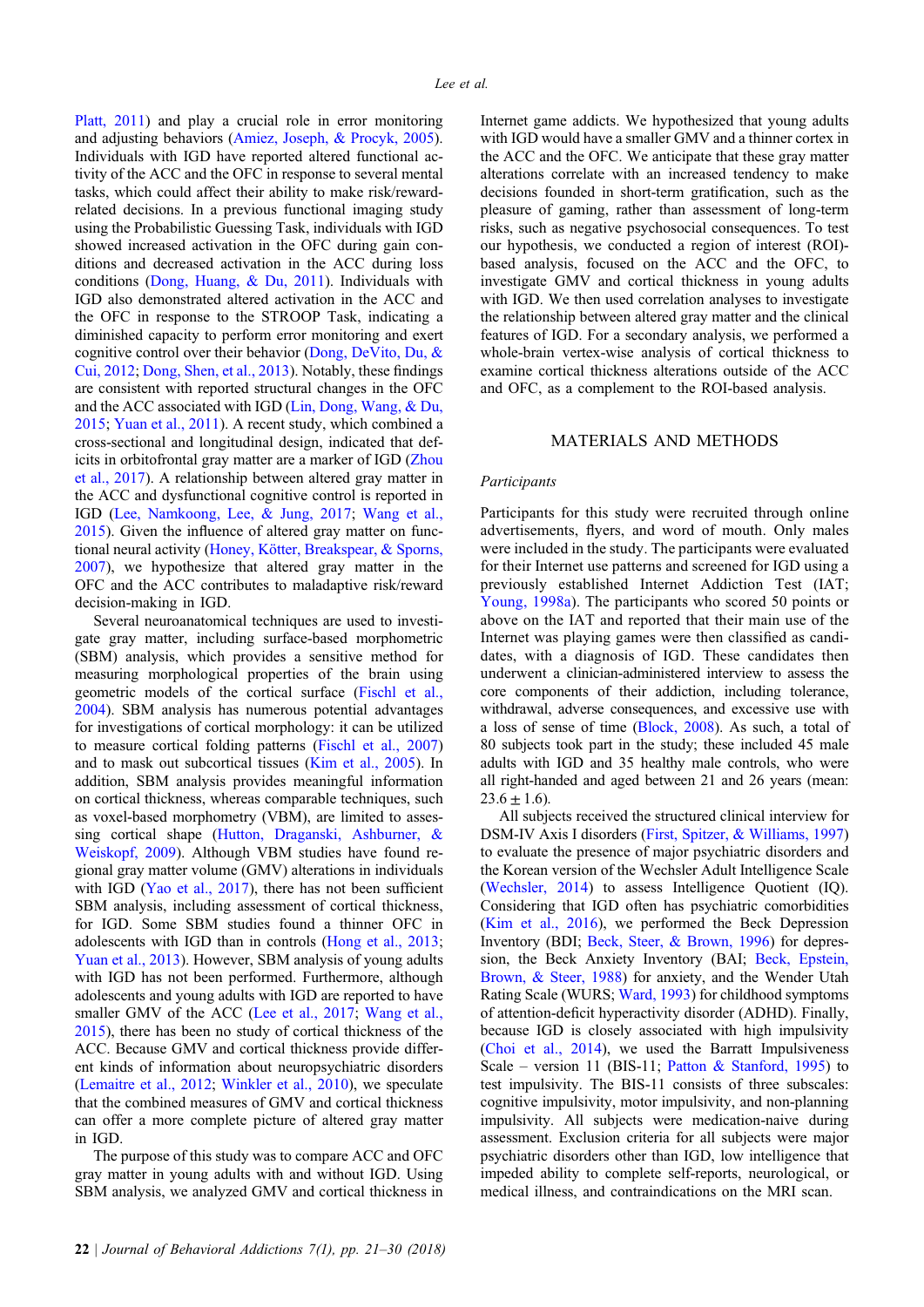Platt, 2011) and play a crucial role in error monitoring and adjusting behaviors (Amiez, Joseph, & Procyk, 2005). Individuals with IGD have reported altered functional activity of the ACC and the OFC in response to several mental tasks, which could affect their ability to make risk/reward-related decisions. In a previous functional imaging study using the Probabilistic Guessing Task, individuals with IGD showed increased activation in the OFC during gain conditions and decreased activation in the ACC during loss conditions (Dong, Huang, & Du, 2011). Individuals with IGD also demonstrated altered activation in the ACC and the OFC in response to the STROOP Task, indicating a diminished capacity to perform error monitoring and exert cognitive control over their behavior (Dong, DeVito, Du, & Cui, 2012; Dong, Shen, et al., 2013). Notably, these findings are consistent with reported structural changes in the OFC and the ACC associated with IGD (Lin, Dong, Wang, & Du, 2015; Yuan et al., 2011). A recent study, which combined a cross-sectional and longitudinal design, indicated that deficits in orbitofrontal gray matter are a marker of IGD (Zhou et al., 2017). A relationship between altered gray matter in the ACC and dysfunctional cognitive control is reported in IGD (Lee, Namkoong, Lee, & Jung, 2017; Wang et al., 2015). Given the influence of altered gray matter on functional neural activity (Honey, Kötter, Breakspear, & Sporns, 2007), we hypothesize that altered gray matter in the OFC and the ACC contributes to maladaptive risk/reward decision-making in IGD.

Several neuroanatomical techniques are used to investigate gray matter, including surface-based morphometric (SBM) analysis, which provides a sensitive method for measuring morphological properties of the brain using geometric models of the cortical surface (Fischl et al., 2004). SBM analysis has numerous potential advantages for investigations of cortical morphology: it can be utilized to measure cortical folding patterns (Fischl et al., 2007) and to mask out subcortical tissues (Kim et al., 2005). In addition, SBM analysis provides meaningful information on cortical thickness, whereas comparable techniques, such as voxel-based morphometry (VBM), are limited to assessing cortical shape (Hutton, Draganski, Ashburner, & Weiskopf, 2009). Although VBM studies have found regional gray matter volume (GMV) alterations in individuals with IGD (Yao et al., 2017), there has not been sufficient SBM analysis, including assessment of cortical thickness, for IGD. Some SBM studies found a thinner OFC in adolescents with IGD than in controls (Hong et al., 2013; Yuan et al., 2013). However, SBM analysis of young adults with IGD has not been performed. Furthermore, although adolescents and young adults with IGD are reported to have smaller GMV of the ACC (Lee et al., 2017; Wang et al., 2015), there has been no study of cortical thickness of the ACC. Because GMV and cortical thickness provide different kinds of information about neuropsychiatric disorders (Lemaitre et al., 2012; Winkler et al., 2010), we speculate that the combined measures of GMV and cortical thickness can offer a more complete picture of altered gray matter in IGD.

The purpose of this study was to compare ACC and OFC gray matter in young adults with and without IGD. Using SBM analysis, we analyzed GMV and cortical thickness in Internet game addicts. We hypothesized that young adults with IGD would have a smaller GMV and a thinner cortex in the ACC and the OFC. We anticipate that these gray matter alterations correlate with an increased tendency to make decisions founded in short-term gratification, such as the pleasure of gaming, rather than assessment of long-term risks, such as negative psychosocial consequences. To test our hypothesis, we conducted a region of interest (ROI)-based analysis, focused on the ACC and the OFC, to investigate GMV and cortical thickness in young adults with IGD. We then used correlation analyses to investigate the relationship between altered gray matter and the clinical features of IGD. For a secondary analysis, we performed a whole-brain vertex-wise analysis of cortical thickness to examine cortical thickness alterations outside of the ACC and OFC, as a complement to the ROI-based analysis.

## MATERIALS AND METHODS

### *Participants*

Participants for this study were recruited through online advertisements, flyers, and word of mouth. Only males were included in the study. The participants were evaluated for their Internet use patterns and screened for IGD using a previously established Internet Addiction Test (IAT; Young, 1998a). The participants who scored 50 points or above on the IAT and reported that their main use of the Internet was playing games were then classified as candidates, with a diagnosis of IGD. These candidates then underwent a clinician-administered interview to assess the core components of their addiction, including tolerance, withdrawal, adverse consequences, and excessive use with a loss of sense of time (Block, 2008). As such, a total of 80 subjects took part in the study; these included 45 male adults with IGD and 35 healthy male controls, who were all right-handed and aged between 21 and 26 years (mean: $23.6 \pm 1.6$).

All subjects received the structured clinical interview for DSM-IV Axis I disorders (First, Spitzer, & Williams, 1997) to evaluate the presence of major psychiatric disorders and the Korean version of the Wechsler Adult Intelligence Scale (Wechsler, 2014) to assess Intelligence Quotient (IQ). Considering that IGD often has psychiatric comorbidities (Kim et al., 2016), we performed the Beck Depression Inventory (BDI; Beck, Steer, & Brown, 1996) for depression, the Beck Anxiety Inventory (BAI; Beck, Epstein, Brown, & Steer, 1988) for anxiety, and the Wender Utah Rating Scale (WURS; Ward, 1993) for childhood symptoms of attention-deficit hyperactivity disorder (ADHD). Finally, because IGD is closely associated with high impulsivity (Choi et al., 2014), we used the Barratt Impulsiveness Scale – version 11 (BIS-11; Patton & Stanford, 1995) to test impulsivity. The BIS-11 consists of three subscales: cognitive impulsivity, motor impulsivity, and non-planning impulsivity. All subjects were medication-naive during assessment. Exclusion criteria for all subjects were major psychiatric disorders other than IGD, low intelligence that impeded ability to complete self-reports, neurological, or medical illness, and contraindications on the MRI scan.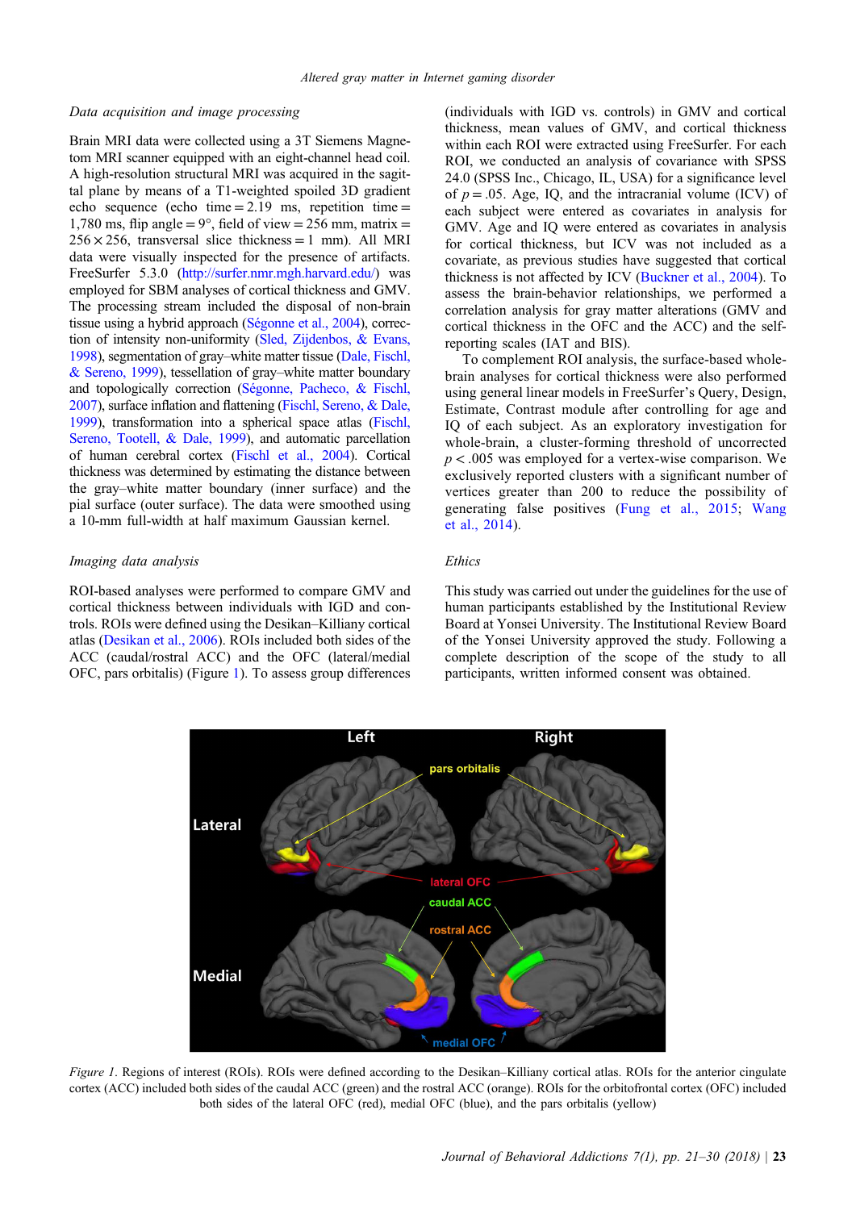### Data acquisition and image processing

Brain MRI data were collected using a 3T Siemens Magnetom MRI scanner equipped with an eight-channel head coil. A high-resolution structural MRI was acquired in the sagittal plane by means of a T1-weighted spoiled 3D gradient echo sequence (echo time = 2.19 ms, repetition time = 1,780 ms, flip angle = 9°, field of view = 256 mm, matrix = 256 × 256, transversal slice thickness = 1 mm). All MRI data were visually inspected for the presence of artifacts. FreeSurfer 5.3.0 (http://surfer.nmr.mgh.harvard.edu/) was employed for SBM analyses of cortical thickness and GMV. The processing stream included the disposal of non-brain tissue using a hybrid approach (Ségonne et al., 2004), correction of intensity non-uniformity (Sled, Zijdenbos, & Evans, 1998), segmentation of gray–white matter tissue (Dale, Fischl, & Sereno, 1999), tessellation of gray–white matter boundary and topologically correction (Ségonne, Pacheco, & Fischl, 2007), surface inflation and flattening (Fischl, Sereno, & Dale, 1999), transformation into a spherical space atlas (Fischl, Sereno, Tootell, & Dale, 1999), and automatic parcellation of human cerebral cortex (Fischl et al., 2004). Cortical thickness was determined by estimating the distance between the gray–white matter boundary (inner surface) and the pial surface (outer surface). The data were smoothed using a 10-mm full-width at half maximum Gaussian kernel.

### Imaging data analysis

ROI-based analyses were performed to compare GMV and cortical thickness between individuals with IGD and controls. ROIs were defined using the Desikan–Killiany cortical atlas (Desikan et al., 2006). ROIs included both sides of the ACC (caudal/rostral ACC) and the OFC (lateral/medial OFC, pars orbitalis) (Figure 1). To assess group differences (individuals with IGD vs. controls) in GMV and cortical thickness, mean values of GMV, and cortical thickness within each ROI were extracted using FreeSurfer. For each ROI, we conducted an analysis of covariance with SPSS 24.0 (SPSS Inc., Chicago, IL, USA) for a significance level of $p = .05$. Age, IQ, and the intracranial volume (ICV) of each subject were entered as covariates in analysis for GMV. Age and IQ were entered as covariates in analysis for cortical thickness, but ICV was not included as a covariate, as previous studies have suggested that cortical thickness is not affected by ICV (Buckner et al., 2004). To assess the brain-behavior relationships, we performed a correlation analysis for gray matter alterations (GMV and cortical thickness in the OFC and the ACC) and the self-reporting scales (IAT and BIS).

To complement ROI analysis, the surface-based whole-brain analyses for cortical thickness were also performed using general linear models in FreeSurfer's Query, Design, Estimate, Contrast module after controlling for age and IQ of each subject. As an exploratory investigation for whole-brain, a cluster-forming threshold of uncorrected $p < .005$ was employed for a vertex-wise comparison. We exclusively reported clusters with a significant number of vertices greater than 200 to reduce the possibility of generating false positives (Fung et al., 2015; Wang et al., 2014).

### Ethics

This study was carried out under the guidelines for the use of human participants established by the Institutional Review Board at Yonsei University. The Institutional Review Board of the Yonsei University approved the study. Following a complete description of the scope of the study to all participants, written informed consent was obtained.

*Figure 1*. Regions of interest (ROIs). ROIs were defined according to the Desikan–Killiany cortical atlas. ROIs for the anterior cingulate cortex (ACC) included both sides of the caudal ACC (green) and the rostral ACC (orange). ROIs for the orbitofrontal cortex (OFC) included both sides of the lateral OFC (red), medial OFC (blue), and the pars orbitalis (yellow)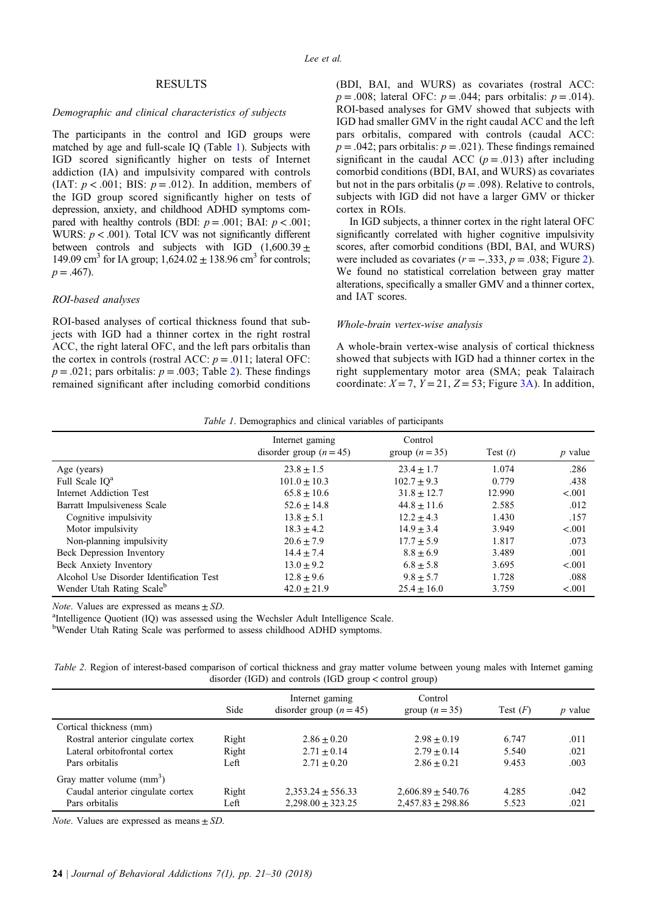## RESULTS

### *Demographic and clinical characteristics of subjects*

The participants in the control and IGD groups were matched by age and full-scale IQ (Table 1). Subjects with IGD scored significantly higher on tests of Internet addiction (IA) and impulsivity compared with controls (IAT: $p < .001$; BIS: $p = .012$). In addition, members of the IGD group scored significantly higher on tests of depression, anxiety, and childhood ADHD symptoms compared with healthy controls (BDI: $p = .001$; BAI: $p < .001$; WURS: $p < .001$). Total ICV was not significantly different between controls and subjects with IGD ($1{,}600.39 \pm 149.09$ cm$^3$ for IA group; $1{,}624.02 \pm 138.96$ cm$^3$ for controls; $p = .467$).

### *ROI-based analyses*

ROI-based analyses of cortical thickness found that subjects with IGD had a thinner cortex in the right rostral ACC, the right lateral OFC, and the left pars orbitalis than the cortex in controls (rostral ACC: $p = .011$; lateral OFC: $p = .021$; pars orbitalis: $p = .003$; Table 2). These findings remained significant after including comorbid conditions (BDI, BAI, and WURS) as covariates (rostral ACC: $p = .008$; lateral OFC: $p = .044$; pars orbitalis: $p = .014$). ROI-based analyses for GMV showed that subjects with IGD had smaller GMV in the right caudal ACC and the left pars orbitalis, compared with controls (caudal ACC: $p = .042$; pars orbitalis: $p = .021$). These findings remained significant in the caudal ACC ($p = .013$) after including comorbid conditions (BDI, BAI, and WURS) as covariates but not in the pars orbitalis ($p = .098$). Relative to controls, subjects with IGD did not have a larger GMV or thicker cortex in ROIs.

In IGD subjects, a thinner cortex in the right lateral OFC significantly correlated with higher cognitive impulsivity scores, after comorbid conditions (BDI, BAI, and WURS) were included as covariates ($r = -.333$, $p = .038$; Figure 2). We found no statistical correlation between gray matter alterations, specifically a smaller GMV and a thinner cortex, and IAT scores.

### *Whole-brain vertex-wise analysis*

A whole-brain vertex-wise analysis of cortical thickness showed that subjects with IGD had a thinner cortex in the right supplementary motor area (SMA; peak Talairach coordinate: $X = 7$, $Y = 21$, $Z = 53$; Figure 3A). In addition,

*Table 1*. Demographics and clinical variables of participants

| | Internet gaming disorder group ($n = 45$) | Control group ($n = 35$) | Test ($t$) | $p$ value |
|---|---|---|---|---|
| Age (years) | $23.8 \pm 1.5$ | $23.4 \pm 1.7$ | 1.074 | .286 |
| Full Scale IQ[a] | $101.0 \pm 10.3$ | $102.7 \pm 9.3$ | 0.779 | .438 |
| Internet Addiction Test | $65.8 \pm 10.6$ | $31.8 \pm 12.7$ | 12.990 | <.001 |
| Barratt Impulsiveness Scale | $52.6 \pm 14.8$ | $44.8 \pm 11.6$ | 2.585 | .012 |
| Cognitive impulsivity | $13.8 \pm 5.1$ | $12.2 \pm 4.3$ | 1.430 | .157 |
| Motor impulsivity | $18.3 \pm 4.2$ | $14.9 \pm 3.4$ | 3.949 | <.001 |
| Non-planning impulsivity | $20.6 \pm 7.9$ | $17.7 \pm 5.9$ | 1.817 | .073 |
| Beck Depression Inventory | $14.4 \pm 7.4$ | $8.8 \pm 6.9$ | 3.489 | .001 |
| Beck Anxiety Inventory | $13.0 \pm 9.2$ | $6.8 \pm 5.8$ | 3.695 | <.001 |
| Alcohol Use Disorder Identification Test | $12.8 \pm 9.6$ | $9.8 \pm 5.7$ | 1.728 | .088 |
| Wender Utah Rating Scale[b] | $42.0 \pm 21.9$ | $25.4 \pm 16.0$ | 3.759 | <.001 |

*Note*. Values are expressed as means ± *SD*.

[a]Intelligence Quotient (IQ) was assessed using the Wechsler Adult Intelligence Scale.

[b]Wender Utah Rating Scale was performed to assess childhood ADHD symptoms.

*Table 2*. Region of interest-based comparison of cortical thickness and gray matter volume between young males with Internet gaming disorder (IGD) and controls (IGD group < control group)

| | Side | Internet gaming disorder group ($n = 45$) | Control group ($n = 35$) | Test ($F$) | $p$ value |
|---|---|---|---|---|---|
| Cortical thickness (mm) | | | | | |
| Rostral anterior cingulate cortex | Right | $2.86 \pm 0.20$ | $2.98 \pm 0.19$ | 6.747 | .011 |
| Lateral orbitofrontal cortex | Right | $2.71 \pm 0.14$ | $2.79 \pm 0.14$ | 5.540 | .021 |
| Pars orbitalis | Left | $2.71 \pm 0.20$ | $2.86 \pm 0.21$ | 9.453 | .003 |
| Gray matter volume (mm$^3$) | | | | | |
| Caudal anterior cingulate cortex | Right | $2{,}353.24 \pm 556.33$ | $2{,}606.89 \pm 540.76$ | 4.285 | .042 |
| Pars orbitalis | Left | $2{,}298.00 \pm 323.25$ | $2{,}457.83 \pm 298.86$ | 5.523 | .021 |

*Note*. Values are expressed as means ± *SD*.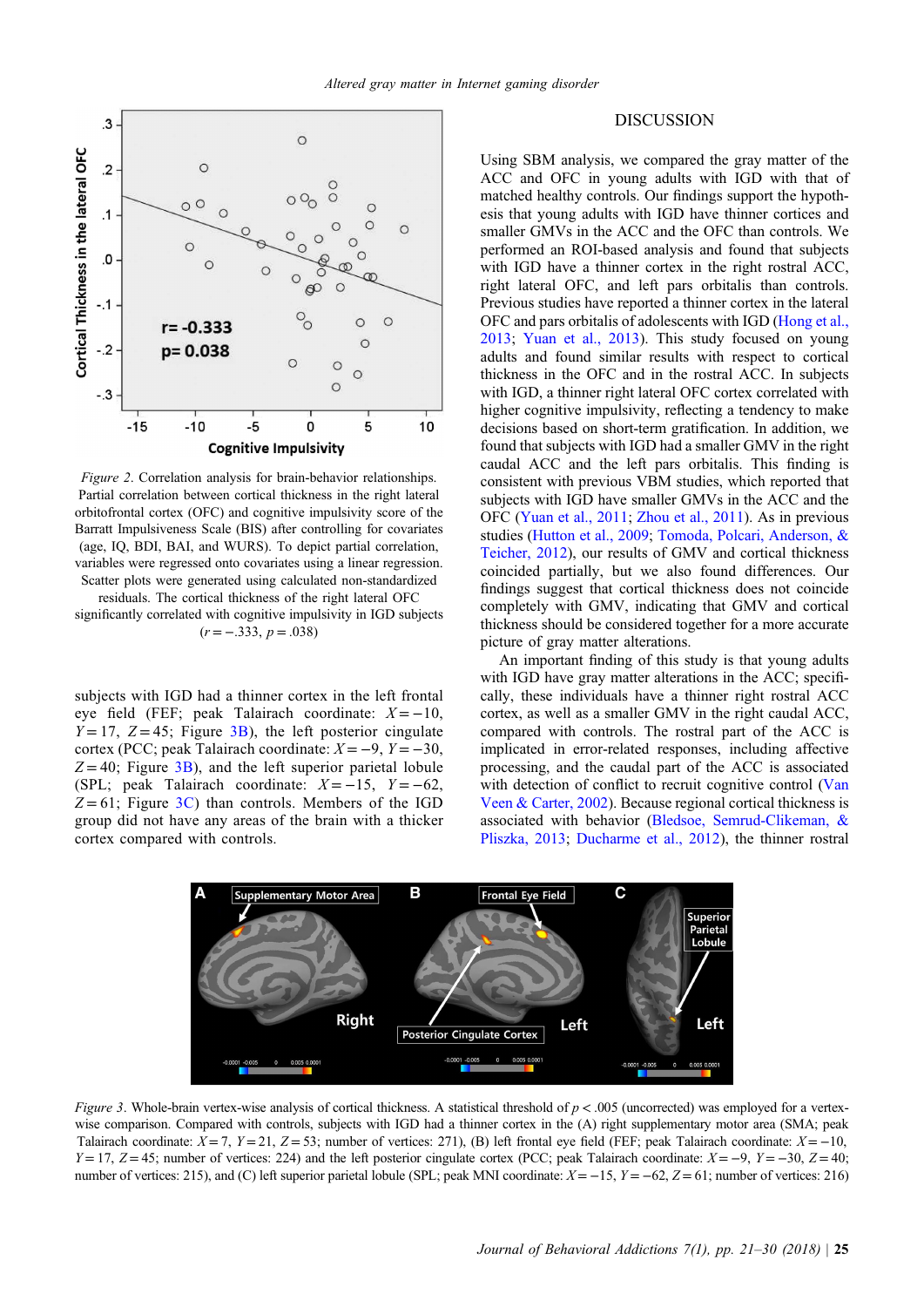Figure 2. Correlation analysis for brain-behavior relationships. Partial correlation between cortical thickness in the right lateral orbitofrontal cortex (OFC) and cognitive impulsivity score of the Barratt Impulsiveness Scale (BIS) after controlling for covariates (age, IQ, BDI, BAI, and WURS). To depict partial correlation, variables were regressed onto covariates using a linear regression. Scatter plots were generated using calculated non-standardized residuals. The cortical thickness of the right lateral OFC significantly correlated with cognitive impulsivity in IGD subjects ($r = -.333$, $p = .038$)

subjects with IGD had a thinner cortex in the left frontal eye field (FEF; peak Talairach coordinate: $X = -10$, $Y = 17$, $Z = 45$; Figure 3B), the left posterior cingulate cortex (PCC; peak Talairach coordinate: $X = -9$, $Y = -30$, $Z = 40$; Figure 3B), and the left superior parietal lobule (SPL; peak Talairach coordinate: $X = -15$, $Y = -62$, $Z = 61$; Figure 3C) than controls. Members of the IGD group did not have any areas of the brain with a thicker cortex compared with controls.

## DISCUSSION

Using SBM analysis, we compared the gray matter of the ACC and OFC in young adults with IGD with that of matched healthy controls. Our findings support the hypothesis that young adults with IGD have thinner cortices and smaller GMVs in the ACC and the OFC than controls. We performed an ROI-based analysis and found that subjects with IGD have a thinner cortex in the right rostral ACC, right lateral OFC, and left pars orbitalis than controls. Previous studies have reported a thinner cortex in the lateral OFC and pars orbitalis of adolescents with IGD (Hong et al., 2013; Yuan et al., 2013). This study focused on young adults and found similar results with respect to cortical thickness in the OFC and the rostral ACC. In subjects with IGD, a thinner right lateral OFC cortex correlated with higher cognitive impulsivity, reflecting a tendency to make decisions based on short-term gratification. In addition, we found that subjects with IGD had a smaller GMV in the right caudal ACC and the left pars orbitalis. This finding is consistent with previous VBM studies, which reported that subjects with IGD have smaller GMVs in the ACC and the OFC (Yuan et al., 2011; Zhou et al., 2011). As in previous studies (Hutton et al., 2009; Tomoda, Polcari, Anderson, & Teicher, 2012), our results of GMV and cortical thickness coincided partially, but we also found differences. Our findings suggest that cortical thickness does not coincide completely with GMV, indicating that GMV and cortical thickness should be considered together for a more accurate picture of gray matter alterations.

An important finding of this study is that young adults with IGD have gray matter alterations in the ACC; specifically, these individuals have a thinner right rostral ACC cortex, as well as a smaller GMV in the right caudal ACC, compared with controls. The rostral part of the ACC is implicated in error-related responses, including affective processing, and the caudal part of the ACC is associated with detection of conflict to recruit cognitive control (Van Veen & Carter, 2002). Because regional cortical thickness is associated with behavior (Bledsoe, Semrud-Clikeman, & Pliszka, 2013; Ducharme et al., 2012), the thinner rostral

Figure 3. Whole-brain vertex-wise analysis of cortical thickness. A statistical threshold of $p < .005$ (uncorrected) was employed for a vertex-wise comparison. Compared with controls, subjects with IGD had a thinner cortex in the (A) right supplementary motor area (SMA; peak Talairach coordinate: $X = 7$, $Y = 21$, $Z = 53$; number of vertices: 271), (B) left frontal eye field (FEF; peak Talairach coordinate: $X = -10$, $Y = 17$, $Z = 45$; number of vertices: 224) and the left posterior cingulate cortex (PCC; peak Talairach coordinate: $X = -9$, $Y = -30$, $Z = 40$; number of vertices: 215), and (C) left superior parietal lobule (SPL; peak MNI coordinate: $X = -15$, $Y = -62$, $Z = 61$; number of vertices: 216)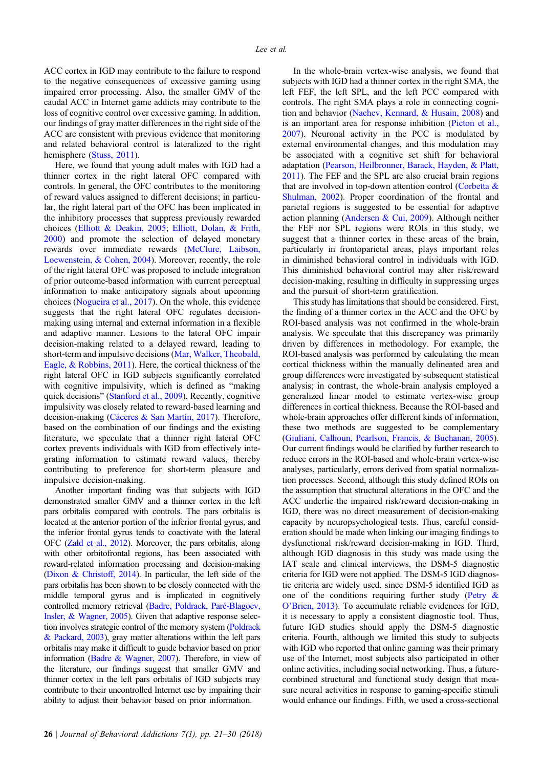ACC cortex in IGD may contribute to the failure to respond to the negative consequences of excessive gaming using impaired error processing. Also, the smaller GMV of the caudal ACC in Internet game addicts may contribute to the loss of cognitive control over excessive gaming. In addition, our findings of gray matter differences in the right side of the ACC are consistent with previous evidence that monitoring and related behavioral control is lateralized to the right hemisphere (Stuss, 2011).

Here, we found that young adult males with IGD had a thinner cortex in the right lateral OFC compared with controls. In general, the OFC contributes to the monitoring of reward values assigned to different decisions; in particular, the right lateral part of the OFC has been implicated in the inhibitory processes that suppress previously rewarded choices (Elliott & Deakin, 2005; Elliott, Dolan, & Frith, 2000) and promote the selection of delayed monetary rewards over immediate rewards (McClure, Laibson, Loewenstein, & Cohen, 2004). Moreover, recently, the role of the right lateral OFC was proposed to include integration of prior outcome-based information with current perceptual information to make anticipatory signals about upcoming choices (Nogueira et al., 2017). On the whole, this evidence suggests that the right lateral OFC regulates decision-making using internal and external information in a flexible and adaptive manner. Lesions to the lateral OFC impair decision-making related to a delayed reward, leading to short-term and impulsive decisions (Mar, Walker, Theobald, Eagle, & Robbins, 2011). Here, the cortical thickness of the right lateral OFC in IGD subjects significantly correlated with cognitive impulsivity, which is defined as "making quick decisions" (Stanford et al., 2009). Recently, cognitive impulsivity was closely related to reward-based learning and decision-making (Cáceres & San Martín, 2017). Therefore, based on the combination of our findings and the existing literature, we speculate that a thinner right lateral OFC cortex prevents individuals with IGD from effectively integrating information to estimate reward values, thereby contributing to preference for short-term pleasure and impulsive decision-making.

Another important finding was that subjects with IGD demonstrated smaller GMV and a thinner cortex in the left pars orbitalis compared with controls. The pars orbitalis is located at the anterior portion of the inferior frontal gyrus, and the inferior frontal gyrus tends to coactivate with the lateral OFC (Zald et al., 2012). Moreover, the pars orbitalis, along with other orbitofrontal regions, has been associated with reward-related information processing and decision-making (Dixon & Christoff, 2014). In particular, the left side of the pars orbitalis has been shown to be closely connected with the middle temporal gyrus and is implicated in cognitively controlled memory retrieval (Badre, Poldrack, Paré-Blagoev, Insler, & Wagner, 2005). Given that adaptive response selection involves strategic control of the memory system (Poldrack & Packard, 2003), gray matter alterations within the left pars orbitalis may make it difficult to guide behavior based on prior information (Badre & Wagner, 2007). Therefore, in view of the literature, our findings suggest that smaller GMV and thinner cortex in the left pars orbitalis of IGD subjects may contribute to their uncontrolled Internet use by impairing their ability to adjust their behavior based on prior information.

In the whole-brain vertex-wise analysis, we found that subjects with IGD had a thinner cortex in the right SMA, the left FEF, the left SPL, and the left PCC compared with controls. The right SMA plays a role in connecting cognition and behavior (Nachev, Kennard, & Husain, 2008) and is an important area for response inhibition (Picton et al., 2007). Neuronal activity in the PCC is modulated by external environmental changes, and this modulation may be associated with a cognitive set shift for behavioral adaptation (Pearson, Heilbronner, Barack, Hayden, & Platt, 2011). The FEF and the SPL are also crucial brain regions that are involved in top-down attention control (Corbetta & Shulman, 2002). Proper coordination of the frontal and parietal regions is suggested to be essential for adaptive action planning (Andersen & Cui, 2009). Although neither the FEF nor SPL regions were ROIs in this study, we suggest that a thinner cortex in these areas of the brain, particularly in frontoparietal areas, plays important roles in diminished behavioral control in individuals with IGD. This diminished behavioral control may alter risk/reward decision-making, resulting in difficulty in suppressing urges and the pursuit of short-term gratification.

This study has limitations that should be considered. First, the finding of a thinner cortex in the ACC and the OFC by ROI-based analysis was not confirmed in the whole-brain analysis. We speculate that this discrepancy was primarily driven by differences in methodology. For example, the ROI-based analysis was performed by calculating the mean cortical thickness within the manually delineated area and group differences were investigated by subsequent statistical analysis; in contrast, the whole-brain analysis employed a generalized linear model to estimate vertex-wise group differences in cortical thickness. Because the ROI-based and whole-brain approaches offer different kinds of information, these two methods are suggested to be complementary (Giuliani, Calhoun, Pearlson, Francis, & Buchanan, 2005). Our current findings would be clarified by further research to reduce errors in the ROI-based and whole-brain vertex-wise analyses, particularly, errors derived from spatial normalization processes. Second, although this study defined ROIs on the assumption that structural alterations in the OFC and the ACC underlie the impaired risk/reward decision-making in IGD, there was no direct measurement of decision-making capacity by neuropsychological tests. Thus, careful consideration should be made when linking our imaging findings to dysfunctional risk/reward decision-making in IGD. Third, although IGD diagnosis in this study was made using the IAT scale and clinical interviews, the DSM-5 diagnostic criteria for IGD were not applied. The DSM-5 IGD diagnostic criteria are widely used, since DSM-5 identified IGD as one of the conditions requiring further study (Petry & O'Brien, 2013). To accumulate reliable evidences for IGD, it is necessary to apply a consistent diagnostic tool. Thus, future IGD studies should apply the DSM-5 diagnostic criteria. Fourth, although we limited this study to subjects with IGD who reported that online gaming was their primary use of the Internet, most subjects also participated in other online activities, including social networking. Thus, a future-combined structural and functional study design that measure neural activities in response to gaming-specific stimuli would enhance our findings. Fifth, we used a cross-sectional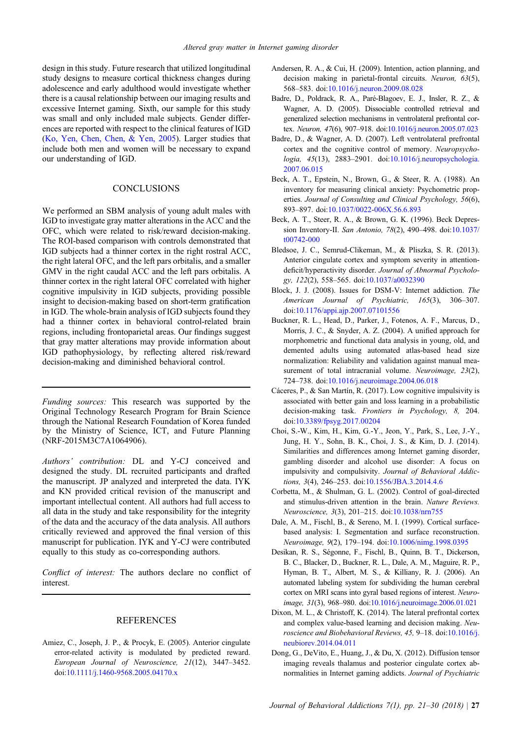design in this study. Future research that utilized longitudinal study designs to measure cortical thickness changes during adolescence and early adulthood would investigate whether there is a causal relationship between our imaging results and excessive Internet gaming. Sixth, our sample for this study was small and only included male subjects. Gender differences are reported with respect to the clinical features of IGD (Ko, Yen, Chen, Chen, & Yen, 2005). Larger studies that include both men and women will be necessary to expand our understanding of IGD.

## CONCLUSIONS

We performed an SBM analysis of young adult males with IGD to investigate gray matter alterations in the ACC and the OFC, which were related to risk/reward decision-making. The ROI-based comparison with controls demonstrated that IGD subjects had a thinner cortex in the right rostral ACC, the right lateral OFC, and the left pars orbitalis, and a smaller GMV in the right caudal ACC and the left pars orbitalis. A thinner cortex in the right lateral OFC correlated with higher cognitive impulsivity in IGD subjects, providing possible insight to decision-making based on short-term gratification in IGD. The whole-brain analysis of IGD subjects found they had a thinner cortex in behavioral control-related brain regions, including frontoparietal areas. Our findings suggest that gray matter alterations may provide information about IGD pathophysiology, by reflecting altered risk/reward decision-making and diminished behavioral control.

---

*Funding sources:* This research was supported by the Original Technology Research Program for Brain Science through the National Research Foundation of Korea funded by the Ministry of Science, ICT, and Future Planning (NRF-2015M3C7A1064906).

*Authors' contribution:* DL and Y-CJ conceived and designed the study. DL recruited participants and drafted the manuscript. JP analyzed and interpreted the data. IYK and KN provided critical revision of the manuscript and important intellectual content. All authors had full access to all data in the study and take responsibility for the integrity of the data and the accuracy of the data analysis. All authors critically reviewed and approved the final version of this manuscript for publication. IYK and Y-CJ were contributed equally to this study as co-corresponding authors.

*Conflict of interest:* The authors declare no conflict of interest.

---

## REFERENCES

Amiez, C., Joseph, J. P., & Procyk, E. (2005). Anterior cingulate error-related activity is modulated by predicted reward. *European Journal of Neuroscience, 21*(12), 3447–3452. doi:10.1111/j.1460-9568.2005.04170.x

Andersen, R. A., & Cui, H. (2009). Intention, action planning, and decision making in parietal-frontal circuits. *Neuron, 63*(5), 568–583. doi:10.1016/j.neuron.2009.08.028

Badre, D., Poldrack, R. A., Paré-Blagoev, E. J., Insler, R. Z., & Wagner, A. D. (2005). Dissociable controlled retrieval and generalized selection mechanisms in ventrolateral prefrontal cortex. *Neuron, 47*(6), 907–918. doi:10.1016/j.neuron.2005.07.023

Badre, D., & Wagner, A. D. (2007). Left ventrolateral prefrontal cortex and the cognitive control of memory. *Neuropsychologia, 45*(13), 2883–2901. doi:10.1016/j.neuropsychologia.2007.06.015

Beck, A. T., Epstein, N., Brown, G., & Steer, R. A. (1988). An inventory for measuring clinical anxiety: Psychometric properties. *Journal of Consulting and Clinical Psychology, 56*(6), 893–897. doi:10.1037/0022-006X.56.6.893

Beck, A. T., Steer, R. A., & Brown, G. K. (1996). Beck Depression Inventory-II. *San Antonio, 78*(2), 490–498. doi:10.1037/t00742-000

Bledsoe, J. C., Semrud-Clikeman, M., & Pliszka, S. R. (2013). Anterior cingulate cortex and symptom severity in attention-deficit/hyperactivity disorder. *Journal of Abnormal Psychology, 122*(2), 558–565. doi:10.1037/a0032390

Block, J. J. (2008). Issues for DSM-V: Internet addiction. *The American Journal of Psychiatric, 165*(3), 306–307. doi:10.1176/appi.ajp.2007.07101556

Buckner, R. L., Head, D., Parker, J., Fotenos, A. F., Marcus, D., Morris, J. C., & Snyder, A. Z. (2004). A unified approach for morphometric and functional data analysis in young, old, and demented adults using automated atlas-based head size normalization: Reliability and validation against manual measurement of total intracranial volume. *Neuroimage, 23*(2), 724–738. doi:10.1016/j.neuroimage.2004.06.018

Cáceres, P., & San Martín, R. (2017). Low cognitive impulsivity is associated with better gain and loss learning in a probabilistic decision-making task. *Frontiers in Psychology, 8,* 204. doi:10.3389/fpsyg.2017.00204

Choi, S.-W., Kim, H., Kim, G.-Y., Jeon, Y., Park, S., Lee, J.-Y., Jung, H. Y., Sohn, B. K., Choi, J. S., & Kim, D. J. (2014). Similarities and differences among Internet gaming disorder, gambling disorder and alcohol use disorder: A focus on impulsivity and compulsivity. *Journal of Behavioral Addictions, 3*(4), 246–253. doi:10.1556/JBA.3.2014.4.6

Corbetta, M., & Shulman, G. L. (2002). Control of goal-directed and stimulus-driven attention in the brain. *Nature Reviews. Neuroscience, 3*(3), 201–215. doi:10.1038/nrn755

Dale, A. M., Fischl, B., & Sereno, M. I. (1999). Cortical surface-based analysis: I. Segmentation and surface reconstruction. *Neuroimage, 9*(2), 179–194. doi:10.1006/nimg.1998.0395

Desikan, R. S., Ségonne, F., Fischl, B., Quinn, B. T., Dickerson, B. C., Blacker, D., Buckner, R. L., Dale, A. M., Maguire, R. P., Hyman, B. T., Albert, M. S., & Killiany, R. J. (2006). An automated labeling system for subdividing the human cerebral cortex on MRI scans into gyral based regions of interest. *Neuroimage, 31*(3), 968–980. doi:10.1016/j.neuroimage.2006.01.021

Dixon, M. L., & Christoff, K. (2014). The lateral prefrontal cortex and complex value-based learning and decision making. *Neuroscience and Biobehavioral Reviews, 45,* 9–18. doi:10.1016/j.neubiorev.2014.04.011

Dong, G., DeVito, E., Huang, J., & Du, X. (2012). Diffusion tensor imaging reveals thalamus and posterior cingulate cortex abnormalities in Internet gaming addicts. *Journal of Psychiatric*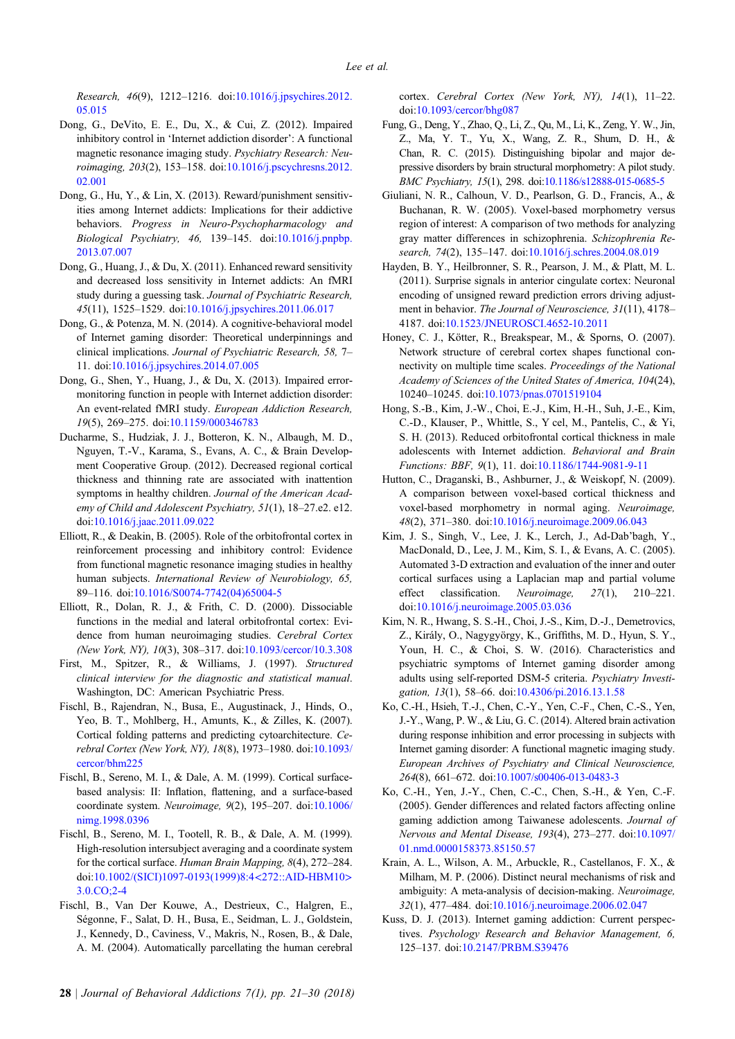*Research, 46*(9), 1212–1216. doi:10.1016/j.jpsychires.2012.05.015

Dong, G., DeVito, E. E., Du, X., & Cui, Z. (2012). Impaired inhibitory control in 'Internet addiction disorder': A functional magnetic resonance imaging study. *Psychiatry Research: Neuroimaging, 203*(2), 153–158. doi:10.1016/j.pscychresns.2012.02.001

Dong, G., Hu, Y., & Lin, X. (2013). Reward/punishment sensitivities among Internet addicts: Implications for their addictive behaviors. *Progress in Neuro-Psychopharmacology and Biological Psychiatry, 46,* 139–145. doi:10.1016/j.pnpbp.2013.07.007

Dong, G., Huang, J., & Du, X. (2011). Enhanced reward sensitivity and decreased loss sensitivity in Internet addicts: An fMRI study during a guessing task. *Journal of Psychiatric Research, 45*(11), 1525–1529. doi:10.1016/j.jpsychires.2011.06.017

Dong, G., & Potenza, M. N. (2014). A cognitive-behavioral model of Internet gaming disorder: Theoretical underpinnings and clinical implications. *Journal of Psychiatric Research, 58,* 7–11. doi:10.1016/j.jpsychires.2014.07.005

Dong, G., Shen, Y., Huang, J., & Du, X. (2013). Impaired error-monitoring function in people with Internet addiction disorder: An event-related fMRI study. *European Addiction Research, 19*(5), 269–275. doi:10.1159/000346783

Ducharme, S., Hudziak, J. J., Botteron, K. N., Albaugh, M. D., Nguyen, T.-V., Karama, S., Evans, A. C., & Brain Development Cooperative Group. (2012). Decreased regional cortical thickness and thinning rate are associated with inattention symptoms in healthy children. *Journal of the American Academy of Child and Adolescent Psychiatry, 51*(1), 18–27.e2. e12. doi:10.1016/j.jaac.2011.09.022

Elliott, R., & Deakin, B. (2005). Role of the orbitofrontal cortex in reinforcement processing and inhibitory control: Evidence from functional magnetic resonance imaging studies in healthy human subjects. *International Review of Neurobiology, 65,* 89–116. doi:10.1016/S0074-7742(04)65004-5

Elliott, R., Dolan, R. J., & Frith, C. D. (2000). Dissociable functions in the medial and lateral orbitofrontal cortex: Evidence from human neuroimaging studies. *Cerebral Cortex (New York, NY), 10*(3), 308–317. doi:10.1093/cercor/10.3.308

First, M., Spitzer, R., & Williams, J. (1997). *Structured clinical interview for the diagnostic and statistical manual.* Washington, DC: American Psychiatric Press.

Fischl, B., Rajendran, N., Busa, E., Augustinack, J., Hinds, O., Yeo, B. T., Mohlberg, H., Amunts, K., & Zilles, K. (2007). Cortical folding patterns and predicting cytoarchitecture. *Cerebral Cortex (New York, NY), 18*(8), 1973–1980. doi:10.1093/cercor/bhm225

Fischl, B., Sereno, M. I., & Dale, A. M. (1999). Cortical surface-based analysis: II: Inflation, flattening, and a surface-based coordinate system. *Neuroimage, 9*(2), 195–207. doi:10.1006/nimg.1998.0396

Fischl, B., Sereno, M. I., Tootell, R. B., & Dale, A. M. (1999). High-resolution intersubject averaging and a coordinate system for the cortical surface. *Human Brain Mapping, 8*(4), 272–284. doi:10.1002/(SICI)1097-0193(1999)8:4<272::AID-HBM10>3.0.CO;2-4

Fischl, B., Van Der Kouwe, A., Destrieux, C., Halgren, E., Ségonne, F., Salat, D. H., Busa, E., Seidman, L. J., Goldstein, J., Kennedy, D., Caviness, V., Makris, N., Rosen, B., & Dale, A. M. (2004). Automatically parcellating the human cerebral cortex. *Cerebral Cortex (New York, NY), 14*(1), 11–22. doi:10.1093/cercor/bhg087

Fung, G., Deng, Y., Zhao, Q., Li, Z., Qu, M., Li, K., Zeng, Y. W., Jin, Z., Ma, Y. T., Yu, X., Wang, Z. R., Shum, D. H., & Chan, R. C. (2015). Distinguishing bipolar and major depressive disorders by brain structural morphometry: A pilot study. *BMC Psychiatry, 15*(1), 298. doi:10.1186/s12888-015-0685-5

Giuliani, N. R., Calhoun, V. D., Pearlson, G. D., Francis, A., & Buchanan, R. W. (2005). Voxel-based morphometry versus region of interest: A comparison of two methods for analyzing gray matter differences in schizophrenia. *Schizophrenia Research, 74*(2), 135–147. doi:10.1016/j.schres.2004.08.019

Hayden, B. Y., Heilbronner, S. R., Pearson, J. M., & Platt, M. L. (2011). Surprise signals in anterior cingulate cortex: Neuronal encoding of unsigned reward prediction errors driving adjustment in behavior. *The Journal of Neuroscience, 31*(11), 4178–4187. doi:10.1523/JNEUROSCI.4652-10.2011

Honey, C. J., Kötter, R., Breakspear, M., & Sporns, O. (2007). Network structure of cerebral cortex shapes functional connectivity on multiple time scales. *Proceedings of the National Academy of Sciences of the United States of America, 104*(24), 10240–10245. doi:10.1073/pnas.0701519104

Hong, S.-B., Kim, J.-W., Choi, E.-J., Kim, H.-H., Suh, J.-E., Kim, C.-D., Klauser, P., Whittle, S., Y cel, M., Pantelis, C., & Yi, S. H. (2013). Reduced orbitofrontal cortical thickness in male adolescents with Internet addiction. *Behavioral and Brain Functions: BBF, 9*(1), 11. doi:10.1186/1744-9081-9-11

Hutton, C., Draganski, B., Ashburner, J., & Weiskopf, N. (2009). A comparison between voxel-based cortical thickness and voxel-based morphometry in normal aging. *Neuroimage, 48*(2), 371–380. doi:10.1016/j.neuroimage.2009.06.043

Kim, J. S., Singh, V., Lee, J. K., Lerch, J., Ad-Dab'bagh, Y., MacDonald, D., Lee, J. M., Kim, S. I., & Evans, A. C. (2005). Automated 3-D extraction and evaluation of the inner and outer cortical surfaces using a Laplacian map and partial volume effect classification. *Neuroimage, 27*(1), 210–221. doi:10.1016/j.neuroimage.2005.03.036

Kim, N. R., Hwang, S. S.-H., Choi, J.-S., Kim, D.-J., Demetrovics, Z., Király, O., Nagygyörgy, K., Griffiths, M. D., Hyun, S. Y., Youn, H. C., & Choi, S. W. (2016). Characteristics and psychiatric symptoms of Internet gaming disorder among adults using self-reported DSM-5 criteria. *Psychiatry Investigation, 13*(1), 58–66. doi:10.4306/pi.2016.13.1.58

Ko, C.-H., Hsieh, T.-J., Chen, C.-Y., Yen, C.-F., Chen, C.-S., Yen, J.-Y., Wang, P. W., & Liu, G. C. (2014). Altered brain activation during response inhibition and error processing in subjects with Internet gaming disorder: A functional magnetic imaging study. *European Archives of Psychiatry and Clinical Neuroscience, 264*(8), 661–672. doi:10.1007/s00406-013-0483-3

Ko, C.-H., Yen, J.-Y., Chen, C.-C., Chen, S.-H., & Yen, C.-F. (2005). Gender differences and related factors affecting online gaming addiction among Taiwanese adolescents. *Journal of Nervous and Mental Disease, 193*(4), 273–277. doi:10.1097/01.nmd.0000158373.85150.57

Krain, A. L., Wilson, A. M., Arbuckle, R., Castellanos, F. X., & Milham, M. P. (2006). Distinct neural mechanisms of risk and ambiguity: A meta-analysis of decision-making. *Neuroimage, 32*(1), 477–484. doi:10.1016/j.neuroimage.2006.02.047

Kuss, D. J. (2013). Internet gaming addiction: Current perspectives. *Psychology Research and Behavior Management, 6,* 125–137. doi:10.2147/PRBM.S39476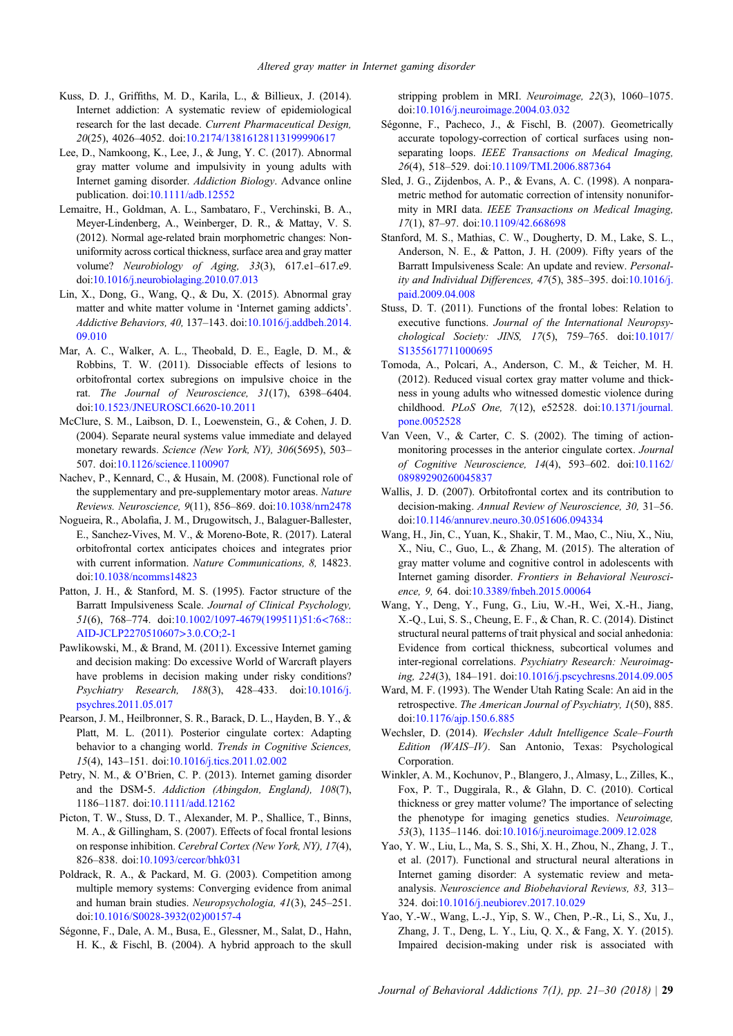Kuss, D. J., Griffiths, M. D., Karila, L., & Billieux, J. (2014). Internet addiction: A systematic review of epidemiological research for the last decade. *Current Pharmaceutical Design, 20*(25), 4026–4052. doi:10.2174/13816128113199990617

Lee, D., Namkoong, K., Lee, J., & Jung, Y. C. (2017). Abnormal gray matter volume and impulsivity in young adults with Internet gaming disorder. *Addiction Biology*. Advance online publication. doi:10.1111/adb.12552

Lemaitre, H., Goldman, A. L., Sambataro, F., Verchinski, B. A., Meyer-Lindenberg, A., Weinberger, D. R., & Mattay, V. S. (2012). Normal age-related brain morphometric changes: Nonuniformity across cortical thickness, surface area and gray matter volume? *Neurobiology of Aging, 33*(3), 617.e1–617.e9. doi:10.1016/j.neurobiolaging.2010.07.013

Lin, X., Dong, G., Wang, Q., & Du, X. (2015). Abnormal gray matter and white matter volume in 'Internet gaming addicts'. *Addictive Behaviors, 40,* 137–143. doi:10.1016/j.addbeh.2014.09.010

Mar, A. C., Walker, A. L., Theobald, D. E., Eagle, D. M., & Robbins, T. W. (2011). Dissociable effects of lesions to orbitofrontal cortex subregions on impulsive choice in the rat. *The Journal of Neuroscience, 31*(17), 6398–6404. doi:10.1523/JNEUROSCI.6620-10.2011

McClure, S. M., Laibson, D. I., Loewenstein, G., & Cohen, J. D. (2004). Separate neural systems value immediate and delayed monetary rewards. *Science (New York, NY), 306*(5695), 503–507. doi:10.1126/science.1100907

Nachev, P., Kennard, C., & Husain, M. (2008). Functional role of the supplementary and pre-supplementary motor areas. *Nature Reviews. Neuroscience, 9*(11), 856–869. doi:10.1038/nrn2478

Nogueira, R., Abolafia, J. M., Drugowitsch, J., Balaguer-Ballester, E., Sanchez-Vives, M. V., & Moreno-Bote, R. (2017). Lateral orbitofrontal cortex anticipates choices and integrates prior with current information. *Nature Communications, 8,* 14823. doi:10.1038/ncomms14823

Patton, J. H., & Stanford, M. S. (1995). Factor structure of the Barratt Impulsiveness Scale. *Journal of Clinical Psychology, 51*(6), 768–774. doi:10.1002/1097-4679(199511)51:6<768::AID-JCLP2270510607>3.0.CO;2-1

Pawlikowski, M., & Brand, M. (2011). Excessive Internet gaming and decision making: Do excessive World of Warcraft players have problems in decision making under risky conditions? *Psychiatry Research, 188*(3), 428–433. doi:10.1016/j.psychres.2011.05.017

Pearson, J. M., Heilbronner, S. R., Barack, D. L., Hayden, B. Y., & Platt, M. L. (2011). Posterior cingulate cortex: Adapting behavior to a changing world. *Trends in Cognitive Sciences, 15*(4), 143–151. doi:10.1016/j.tics.2011.02.002

Petry, N. M., & O'Brien, C. P. (2013). Internet gaming disorder and the DSM-5. *Addiction (Abingdon, England), 108*(7), 1186–1187. doi:10.1111/add.12162

Picton, T. W., Stuss, D. T., Alexander, M. P., Shallice, T., Binns, M. A., & Gillingham, S. (2007). Effects of focal frontal lesions on response inhibition. *Cerebral Cortex (New York, NY), 17*(4), 826–838. doi:10.1093/cercor/bhk031

Poldrack, R. A., & Packard, M. G. (2003). Competition among multiple memory systems: Converging evidence from animal and human brain studies. *Neuropsychologia, 41*(3), 245–251. doi:10.1016/S0028-3932(02)00157-4

Ségonne, F., Dale, A. M., Busa, E., Glessner, M., Salat, D., Hahn, H. K., & Fischl, B. (2004). A hybrid approach to the skull stripping problem in MRI. *Neuroimage, 22*(3), 1060–1075. doi:10.1016/j.neuroimage.2004.03.032

Ségonne, F., Pacheco, J., & Fischl, B. (2007). Geometrically accurate topology-correction of cortical surfaces using nonseparating loops. *IEEE Transactions on Medical Imaging, 26*(4), 518–529. doi:10.1109/TMI.2006.887364

Sled, J. G., Zijdenbos, A. P., & Evans, A. C. (1998). A nonparametric method for automatic correction of intensity nonuniformity in MRI data. *IEEE Transactions on Medical Imaging, 17*(1), 87–97. doi:10.1109/42.668698

Stanford, M. S., Mathias, C. W., Dougherty, D. M., Lake, S. L., Anderson, N. E., & Patton, J. H. (2009). Fifty years of the Barratt Impulsiveness Scale: An update and review. *Personality and Individual Differences, 47*(5), 385–395. doi:10.1016/j.paid.2009.04.008

Stuss, D. T. (2011). Functions of the frontal lobes: Relation to executive functions. *Journal of the International Neuropsychological Society: JINS, 17*(5), 759–765. doi:10.1017/S1355617711000695

Tomoda, A., Polcari, A., Anderson, C. M., & Teicher, M. H. (2012). Reduced visual cortex gray matter volume and thickness in young adults who witnessed domestic violence during childhood. *PLoS One, 7*(12), e52528. doi:10.1371/journal.pone.0052528

Van Veen, V., & Carter, C. S. (2002). The timing of action-monitoring processes in the anterior cingulate cortex. *Journal of Cognitive Neuroscience, 14*(4), 593–602. doi:10.1162/08989290260045837

Wallis, J. D. (2007). Orbitofrontal cortex and its contribution to decision-making. *Annual Review of Neuroscience, 30,* 31–56. doi:10.1146/annurev.neuro.30.051606.094334

Wang, H., Jin, C., Yuan, K., Shakir, T. M., Mao, C., Niu, X., Niu, X., Niu, C., Guo, L., & Zhang, M. (2015). The alteration of gray matter volume and cognitive control in adolescents with Internet gaming disorder. *Frontiers in Behavioral Neuroscience, 9,* 64. doi:10.3389/fnbeh.2015.00064

Wang, Y., Deng, Y., Fung, G., Liu, W.-H., Wei, X.-H., Jiang, X.-Q., Lui, S. S., Cheung, E. F., & Chan, R. C. (2014). Distinct structural neural patterns of trait physical and social anhedonia: Evidence from cortical thickness, subcortical volumes and inter-regional correlations. *Psychiatry Research: Neuroimaging, 224*(3), 184–191. doi:10.1016/j.pscychresns.2014.09.005

Ward, M. F. (1993). The Wender Utah Rating Scale: An aid in the retrospective. *The American Journal of Psychiatry, 1*(50), 885. doi:10.1176/ajp.150.6.885

Wechsler, D. (2014). *Wechsler Adult Intelligence Scale–Fourth Edition (WAIS–IV)*. San Antonio, Texas: Psychological Corporation.

Winkler, A. M., Kochunov, P., Blangero, J., Almasy, L., Zilles, K., Fox, P. T., Duggirala, R., & Glahn, D. C. (2010). Cortical thickness or grey matter volume? The importance of selecting the phenotype for imaging genetics studies. *Neuroimage, 53*(3), 1135–1146. doi:10.1016/j.neuroimage.2009.12.028

Yao, Y. W., Liu, L., Ma, S. S., Shi, X. H., Zhou, N., Zhang, J. T., et al. (2017). Functional and structural neural alterations in Internet gaming disorder: A systematic review and meta-analysis. *Neuroscience and Biobehavioral Reviews, 83,* 313–324. doi:10.1016/j.neubiorev.2017.10.029

Yao, Y.-W., Wang, L.-J., Yip, S. W., Chen, P.-R., Li, S., Xu, J., Zhang, J. T., Deng, L. Y., Liu, Q. X., & Fang, X. Y. (2015). Impaired decision-making under risk is associated with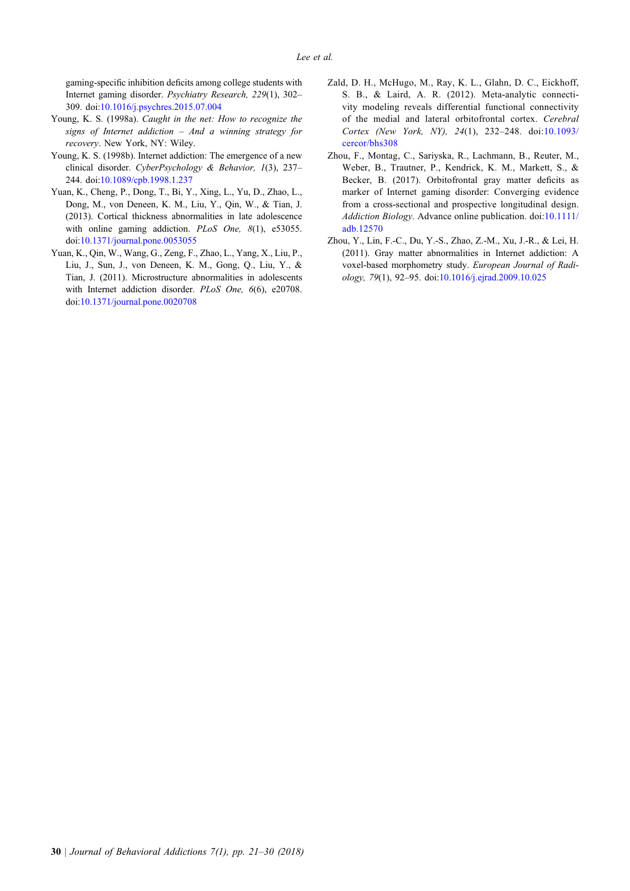gaming-specific inhibition deficits among college students with Internet gaming disorder. *Psychiatry Research, 229*(1), 302–309. doi:10.1016/j.psychres.2015.07.004

Young, K. S. (1998a). *Caught in the net: How to recognize the signs of Internet addiction – And a winning strategy for recovery*. New York, NY: Wiley.

Young, K. S. (1998b). Internet addiction: The emergence of a new clinical disorder. *CyberPsychology & Behavior, 1*(3), 237–244. doi:10.1089/cpb.1998.1.237

Yuan, K., Cheng, P., Dong, T., Bi, Y., Xing, L., Yu, D., Zhao, L., Dong, M., von Deneen, K. M., Liu, Y., Qin, W., & Tian, J. (2013). Cortical thickness abnormalities in late adolescence with online gaming addiction. *PLoS One, 8*(1), e53055. doi:10.1371/journal.pone.0053055

Yuan, K., Qin, W., Wang, G., Zeng, F., Zhao, L., Yang, X., Liu, P., Liu, J., Sun, J., von Deneen, K. M., Gong, Q., Liu, Y., & Tian, J. (2011). Microstructure abnormalities in adolescents with Internet addiction disorder. *PLoS One, 6*(6), e20708. doi:10.1371/journal.pone.0020708

Zald, D. H., McHugo, M., Ray, K. L., Glahn, D. C., Eickhoff, S. B., & Laird, A. R. (2012). Meta-analytic connectivity modeling reveals differential functional connectivity of the medial and lateral orbitofrontal cortex. *Cerebral Cortex (New York, NY), 24*(1), 232–248. doi:10.1093/cercor/bhs308

Zhou, F., Montag, C., Sariyska, R., Lachmann, B., Reuter, M., Weber, B., Trautner, P., Kendrick, K. M., Markett, S., & Becker, B. (2017). Orbitofrontal gray matter deficits as marker of Internet gaming disorder: Converging evidence from a cross-sectional and prospective longitudinal design. *Addiction Biology*. Advance online publication. doi:10.1111/adb.12570

Zhou, Y., Lin, F.-C., Du, Y.-S., Zhao, Z.-M., Xu, J.-R., & Lei, H. (2011). Gray matter abnormalities in Internet addiction: A voxel-based morphometry study. *European Journal of Radiology, 79*(1), 92–95. doi:10.1016/j.ejrad.2009.10.025